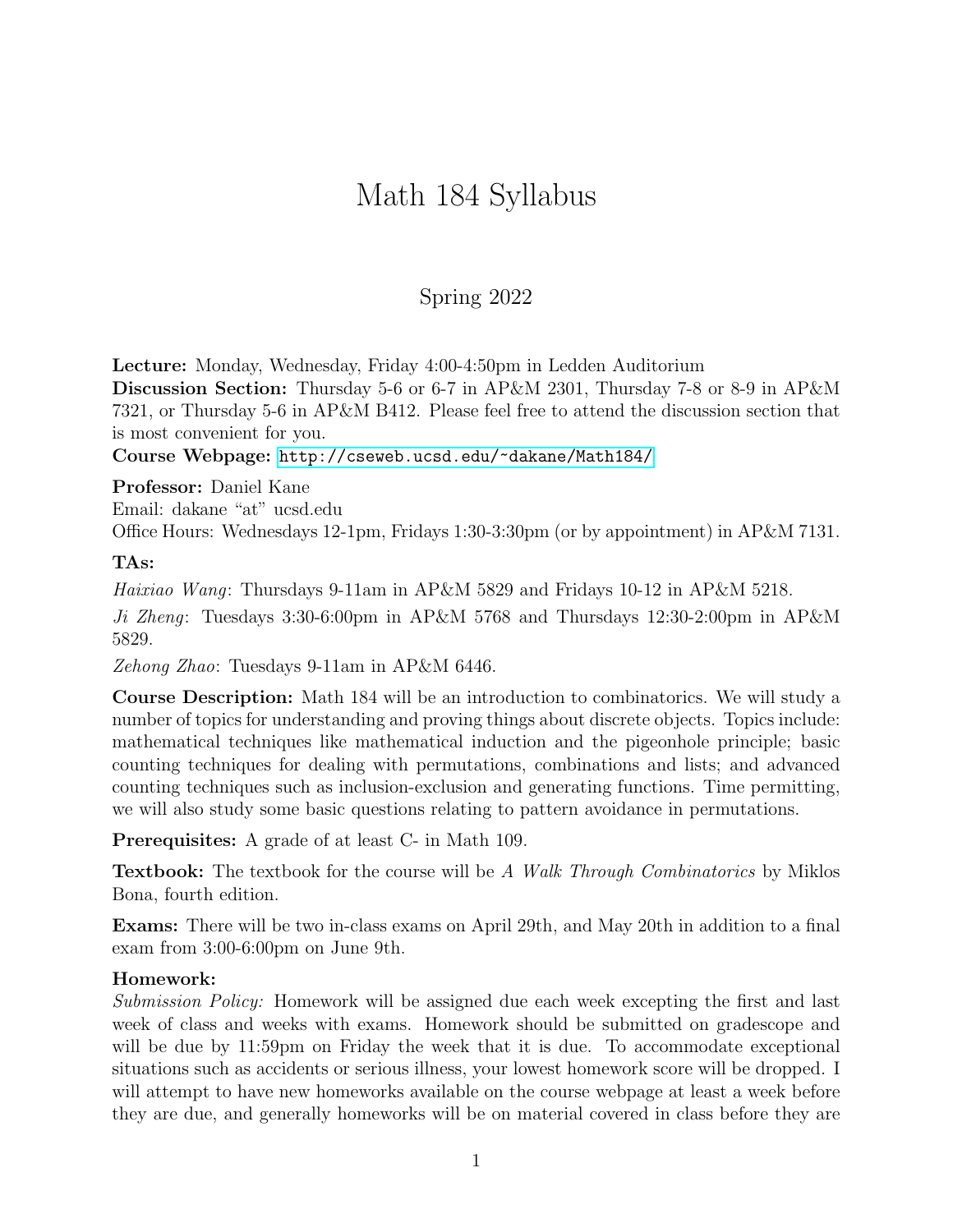# Math 184 Syllabus

## Spring 2022

**Lecture:** Monday, Wednesday, Friday 4:00-4:50pm in Ledden Auditorium
**Discussion Section:** Thursday 5-6 or 6-7 in AP&M 2301, Thursday 7-8 or 8-9 in AP&M 7321, or Thursday 5-6 in AP&M B412. Please feel free to attend the discussion section that is most convenient for you.
**Course Webpage:** http://cseweb.ucsd.edu/~dakane/Math184/

**Professor:** Daniel Kane
Email: dakane "at" ucsd.edu
Office Hours: Wednesdays 12-1pm, Fridays 1:30-3:30pm (or by appointment) in AP&M 7131.

**TAs:**

*Haixiao Wang*: Thursdays 9-11am in AP&M 5829 and Fridays 10-12 in AP&M 5218.

*Ji Zheng*: Tuesdays 3:30-6:00pm in AP&M 5768 and Thursdays 12:30-2:00pm in AP&M 5829.

*Zehong Zhao*: Tuesdays 9-11am in AP&M 6446.

**Course Description:** Math 184 will be an introduction to combinatorics. We will study a number of topics for understanding and proving things about discrete objects. Topics include: mathematical techniques like mathematical induction and the pigeonhole principle; basic counting techniques for dealing with permutations, combinations and lists; and advanced counting techniques such as inclusion-exclusion and generating functions. Time permitting, we will also study some basic questions relating to pattern avoidance in permutations.

**Prerequisites:** A grade of at least C- in Math 109.

**Textbook:** The textbook for the course will be *A Walk Through Combinatorics* by Miklos Bona, fourth edition.

**Exams:** There will be two in-class exams on April 29th, and May 20th in addition to a final exam from 3:00-6:00pm on June 9th.

**Homework:**
*Submission Policy:* Homework will be assigned due each week excepting the first and last week of class and weeks with exams. Homework should be submitted on gradescope and will be due by 11:59pm on Friday the week that it is due. To accommodate exceptional situations such as accidents or serious illness, your lowest homework score will be dropped. I will attempt to have new homeworks available on the course webpage at least a week before they are due, and generally homeworks will be on material covered in class before they are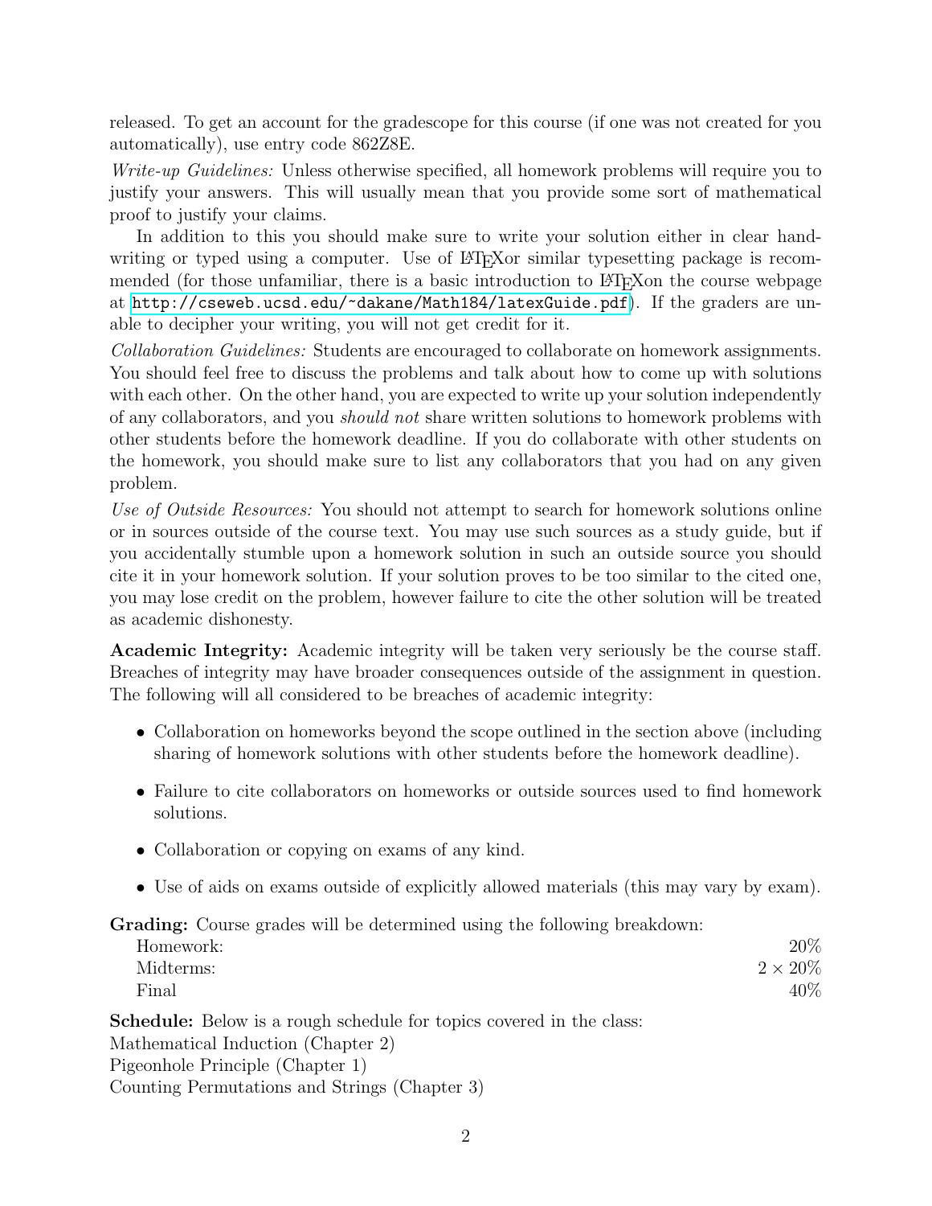released. To get an account for the gradescope for this course (if one was not created for you automatically), use entry code 862Z8E.

*Write-up Guidelines:* Unless otherwise specified, all homework problems will require you to justify your answers. This will usually mean that you provide some sort of mathematical proof to justify your claims.

In addition to this you should make sure to write your solution either in clear handwriting or typed using a computer. Use of LaTeXor similar typesetting package is recommended (for those unfamiliar, there is a basic introduction to LaTeXon the course webpage at http://cseweb.ucsd.edu/~dakane/Math184/latexGuide.pdf). If the graders are unable to decipher your writing, you will not get credit for it.

*Collaboration Guidelines:* Students are encouraged to collaborate on homework assignments. You should feel free to discuss the problems and talk about how to come up with solutions with each other. On the other hand, you are expected to write up your solution independently of any collaborators, and you *should not* share written solutions to homework problems with other students before the homework deadline. If you do collaborate with other students on the homework, you should make sure to list any collaborators that you had on any given problem.

*Use of Outside Resources:* You should not attempt to search for homework solutions online or in sources outside of the course text. You may use such sources as a study guide, but if you accidentally stumble upon a homework solution in such an outside source you should cite it in your homework solution. If your solution proves to be too similar to the cited one, you may lose credit on the problem, however failure to cite the other solution will be treated as academic dishonesty.

**Academic Integrity:** Academic integrity will be taken very seriously be the course staff. Breaches of integrity may have broader consequences outside of the assignment in question. The following will all considered to be breaches of academic integrity:

- Collaboration on homeworks beyond the scope outlined in the section above (including sharing of homework solutions with other students before the homework deadline).
- Failure to cite collaborators on homeworks or outside sources used to find homework solutions.
- Collaboration or copying on exams of any kind.
- Use of aids on exams outside of explicitly allowed materials (this may vary by exam).

**Grading:** Course grades will be determined using the following breakdown:

| | |
|---|---|
| Homework: | 20% |
| Midterms: | $2 \times 20\%$ |
| Final | 40% |

**Schedule:** Below is a rough schedule for topics covered in the class:
Mathematical Induction (Chapter 2)
Pigeonhole Principle (Chapter 1)
Counting Permutations and Strings (Chapter 3)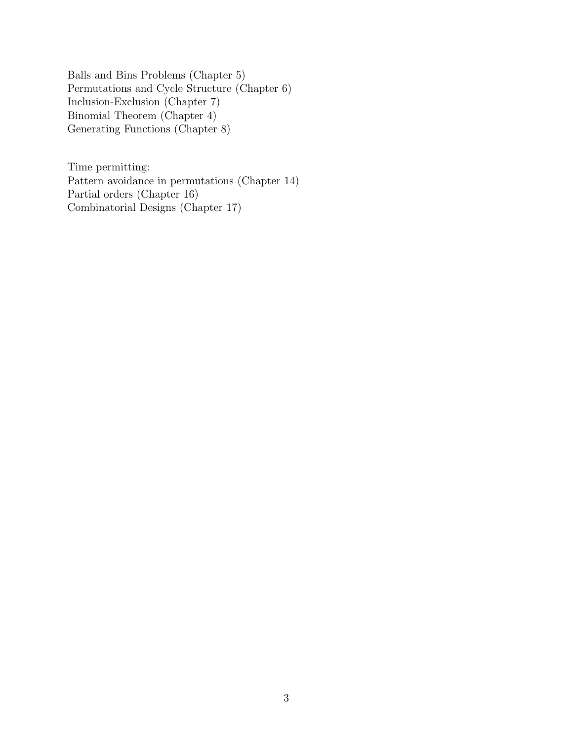Balls and Bins Problems (Chapter 5)
Permutations and Cycle Structure (Chapter 6)
Inclusion-Exclusion (Chapter 7)
Binomial Theorem (Chapter 4)
Generating Functions (Chapter 8)

Time permitting:
Pattern avoidance in permutations (Chapter 14)
Partial orders (Chapter 16)
Combinatorial Designs (Chapter 17)